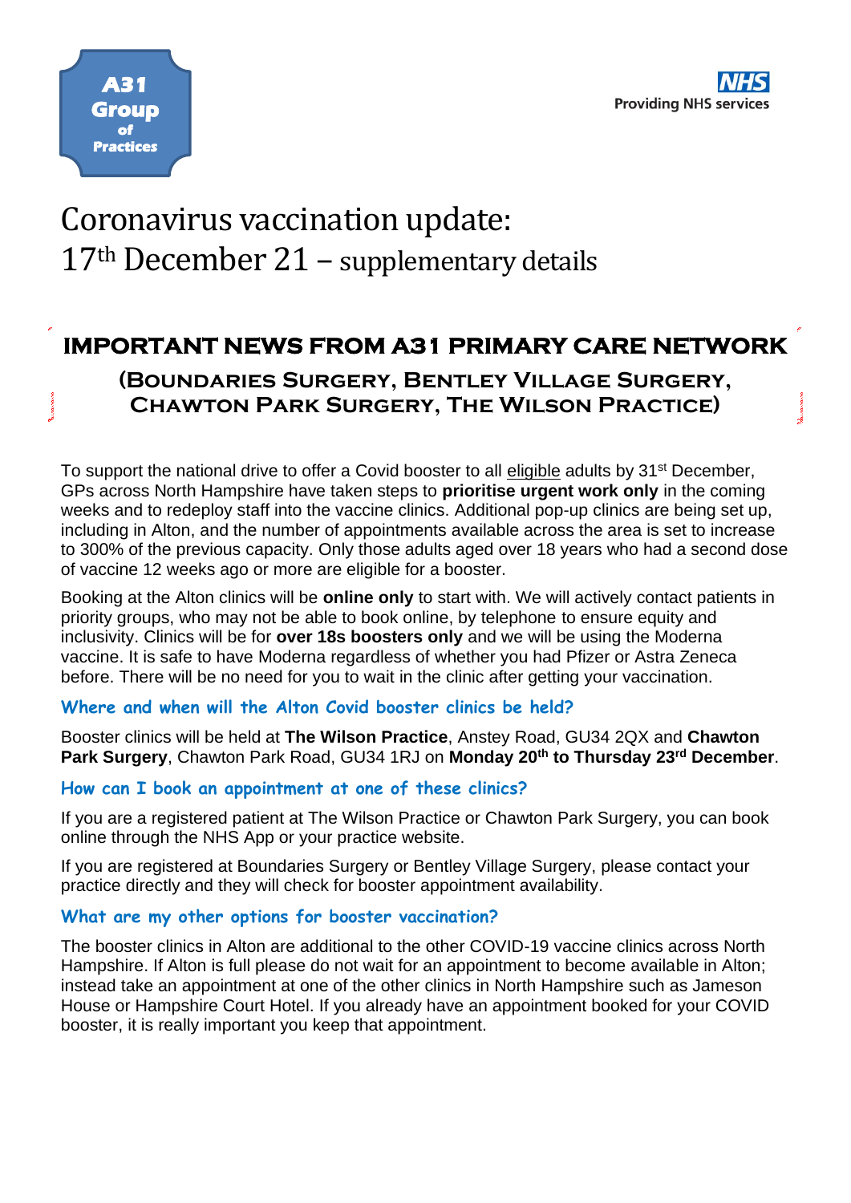A31 Group of Practices

Providing NHS services

# Coronavirus vaccination update: 17th December 21 – supplementary details

## IMPORTANT NEWS FROM A31 PRIMARY CARE NETWORK

### (Boundaries Surgery, Bentley Village Surgery, Chawton Park Surgery, The Wilson Practice)

To support the national drive to offer a Covid booster to all eligible adults by 31st December, GPs across North Hampshire have taken steps to **prioritise urgent work only** in the coming weeks and to redeploy staff into the vaccine clinics. Additional pop-up clinics are being set up, including in Alton, and the number of appointments available across the area is set to increase to 300% of the previous capacity. Only those adults aged over 18 years who had a second dose of vaccine 12 weeks ago or more are eligible for a booster.

Booking at the Alton clinics will be **online only** to start with. We will actively contact patients in priority groups, who may not be able to book online, by telephone to ensure equity and inclusivity. Clinics will be for **over 18s boosters only** and we will be using the Moderna vaccine. It is safe to have Moderna regardless of whether you had Pfizer or Astra Zeneca before. There will be no need for you to wait in the clinic after getting your vaccination.

### Where and when will the Alton Covid booster clinics be held?

Booster clinics will be held at **The Wilson Practice**, Anstey Road, GU34 2QX and **Chawton Park Surgery**, Chawton Park Road, GU34 1RJ on **Monday 20th to Thursday 23rd December**.

### How can I book an appointment at one of these clinics?

If you are a registered patient at The Wilson Practice or Chawton Park Surgery, you can book online through the NHS App or your practice website.

If you are registered at Boundaries Surgery or Bentley Village Surgery, please contact your practice directly and they will check for booster appointment availability.

### What are my other options for booster vaccination?

The booster clinics in Alton are additional to the other COVID-19 vaccine clinics across North Hampshire. If Alton is full please do not wait for an appointment to become available in Alton; instead take an appointment at one of the other clinics in North Hampshire such as Jameson House or Hampshire Court Hotel. If you already have an appointment booked for your COVID booster, it is really important you keep that appointment.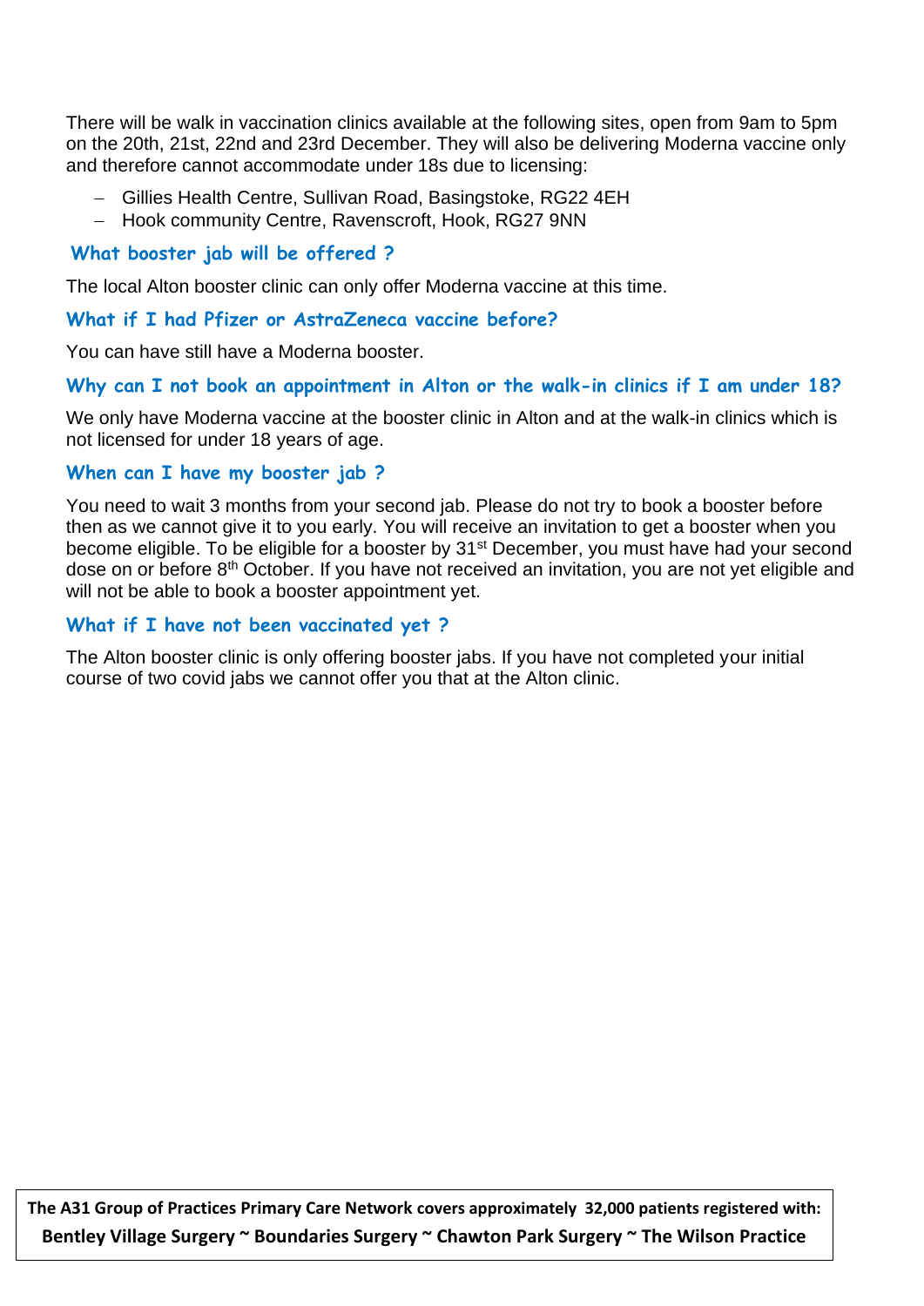There will be walk in vaccination clinics available at the following sites, open from 9am to 5pm on the 20th, 21st, 22nd and 23rd December. They will also be delivering Moderna vaccine only and therefore cannot accommodate under 18s due to licensing:

- Gillies Health Centre, Sullivan Road, Basingstoke, RG22 4EH
- Hook community Centre, Ravenscroft, Hook, RG27 9NN

### What booster jab will be offered ?

The local Alton booster clinic can only offer Moderna vaccine at this time.

### What if I had Pfizer or AstraZeneca vaccine before?

You can have still have a Moderna booster.

### Why can I not book an appointment in Alton or the walk-in clinics if I am under 18?

We only have Moderna vaccine at the booster clinic in Alton and at the walk-in clinics which is not licensed for under 18 years of age.

### When can I have my booster jab ?

You need to wait 3 months from your second jab. Please do not try to book a booster before then as we cannot give it to you early. You will receive an invitation to get a booster when you become eligible. To be eligible for a booster by 31st December, you must have had your second dose on or before 8th October. If you have not received an invitation, you are not yet eligible and will not be able to book a booster appointment yet.

### What if I have not been vaccinated yet ?

The Alton booster clinic is only offering booster jabs. If you have not completed your initial course of two covid jabs we cannot offer you that at the Alton clinic.

**The A31 Group of Practices Primary Care Network covers approximately 32,000 patients registered with:**
**Bentley Village Surgery ~ Boundaries Surgery ~ Chawton Park Surgery ~ The Wilson Practice**